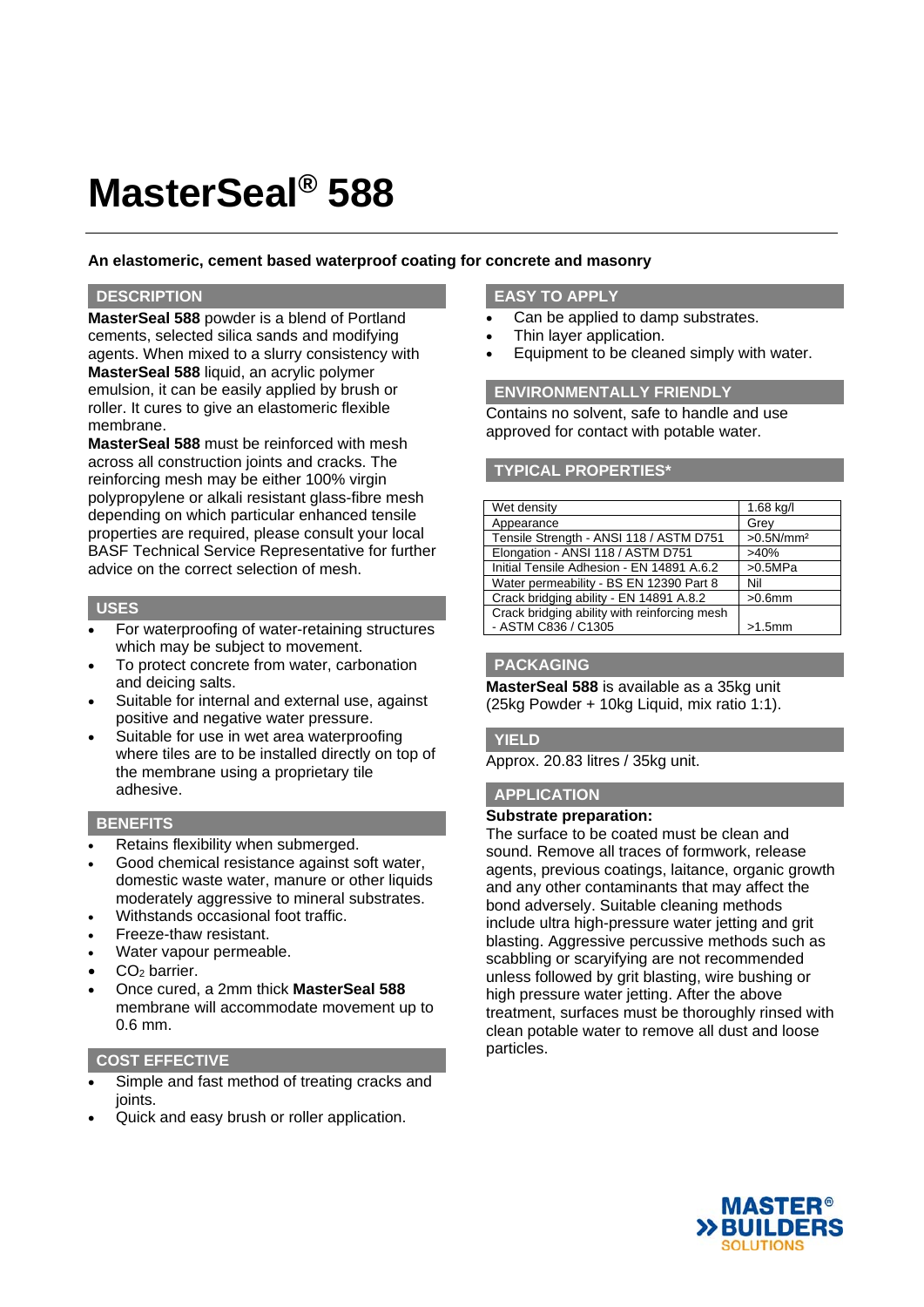# MasterSeal® 588

**An elastomeric, cement based waterproof coating for concrete and masonry**

## DESCRIPTION

**MasterSeal 588** powder is a blend of Portland cements, selected silica sands and modifying agents. When mixed to a slurry consistency with **MasterSeal 588** liquid, an acrylic polymer emulsion, it can be easily applied by brush or roller. It cures to give an elastomeric flexible membrane.

**MasterSeal 588** must be reinforced with mesh across all construction joints and cracks. The reinforcing mesh may be either 100% virgin polypropylene or alkali resistant glass-fibre mesh depending on which particular enhanced tensile properties are required, please consult your local BASF Technical Service Representative for further advice on the correct selection of mesh.

## USES

- For waterproofing of water-retaining structures which may be subject to movement.
- To protect concrete from water, carbonation and deicing salts.
- Suitable for internal and external use, against positive and negative water pressure.
- Suitable for use in wet area waterproofing where tiles are to be installed directly on top of the membrane using a proprietary tile adhesive.

## BENEFITS

- Retains flexibility when submerged.
- Good chemical resistance against soft water, domestic waste water, manure or other liquids moderately aggressive to mineral substrates.
- Withstands occasional foot traffic.
- Freeze-thaw resistant.
- Water vapour permeable.
- $CO_2$ barrier.
- Once cured, a 2mm thick **MasterSeal 588** membrane will accommodate movement up to 0.6 mm.

## COST EFFECTIVE

- Simple and fast method of treating cracks and joints.
- Quick and easy brush or roller application.

## EASY TO APPLY

- Can be applied to damp substrates.
- Thin layer application.
- Equipment to be cleaned simply with water.

## ENVIRONMENTALLY FRIENDLY

Contains no solvent, safe to handle and use approved for contact with potable water.

## TYPICAL PROPERTIES*

| Property | Value |
|---|---|
| Wet density | 1.68 kg/l |
| Appearance | Grey |
| Tensile Strength - ANSI 118 / ASTM D751 | >0.5N/mm² |
| Elongation - ANSI 118 / ASTM D751 | >40% |
| Initial Tensile Adhesion - EN 14891 A.6.2 | >0.5MPa |
| Water permeability - BS EN 12390 Part 8 | Nil |
| Crack bridging ability - EN 14891 A.8.2 | >0.6mm |
| Crack bridging ability with reinforcing mesh - ASTM C836 / C1305 | >1.5mm |

## PACKAGING

**MasterSeal 588** is available as a 35kg unit (25kg Powder + 10kg Liquid, mix ratio 1:1).

## YIELD

Approx. 20.83 litres / 35kg unit.

## APPLICATION

**Substrate preparation:**

The surface to be coated must be clean and sound. Remove all traces of formwork, release agents, previous coatings, laitance, organic growth and any other contaminants that may affect the bond adversely. Suitable cleaning methods include ultra high-pressure water jetting and grit blasting. Aggressive percussive methods such as scabbling or scaryifying are not recommended unless followed by grit blasting, wire bushing or high pressure water jetting. After the above treatment, surfaces must be thoroughly rinsed with clean potable water to remove all dust and loose particles.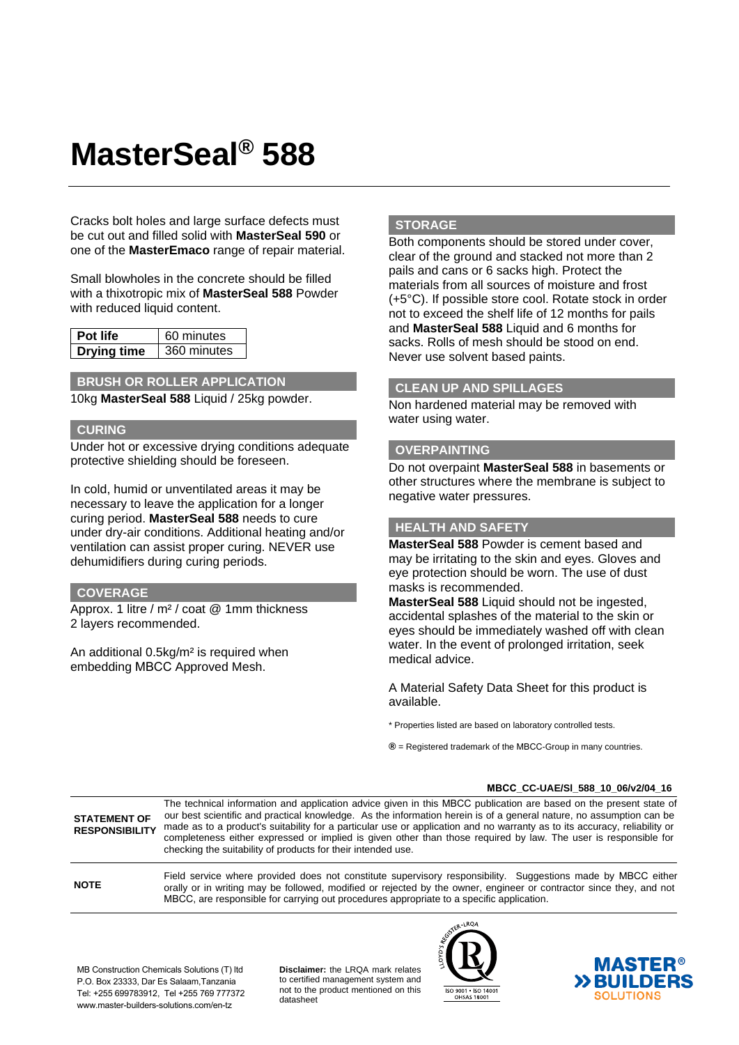# MasterSeal® 588

Cracks bolt holes and large surface defects must be cut out and filled solid with **MasterSeal 590** or one of the **MasterEmaco** range of repair material.

Small blowholes in the concrete should be filled with a thixotropic mix of **MasterSeal 588** Powder with reduced liquid content.

| | |
|---|---|
| **Pot life** | 60 minutes |
| **Drying time** | 360 minutes |

## BRUSH OR ROLLER APPLICATION

10kg **MasterSeal 588** Liquid / 25kg powder.

## CURING

Under hot or excessive drying conditions adequate protective shielding should be foreseen.

In cold, humid or unventilated areas it may be necessary to leave the application for a longer curing period. **MasterSeal 588** needs to cure under dry-air conditions. Additional heating and/or ventilation can assist proper curing. NEVER use dehumidifiers during curing periods.

## COVERAGE

Approx. 1 litre / m² / coat @ 1mm thickness
2 layers recommended.

An additional 0.5kg/m² is required when embedding MBCC Approved Mesh.

## STORAGE

Both components should be stored under cover, clear of the ground and stacked not more than 2 pails and cans or 6 sacks high. Protect the materials from all sources of moisture and frost (+5°C). If possible store cool. Rotate stock in order not to exceed the shelf life of 12 months for pails and **MasterSeal 588** Liquid and 6 months for sacks. Rolls of mesh should be stood on end. Never use solvent based paints.

## CLEAN UP AND SPILLAGES

Non hardened material may be removed with water using water.

## OVERPAINTING

Do not overpaint **MasterSeal 588** in basements or other structures where the membrane is subject to negative water pressures.

## HEALTH AND SAFETY

**MasterSeal 588** Powder is cement based and may be irritating to the skin and eyes. Gloves and eye protection should be worn. The use of dust masks is recommended.
**MasterSeal 588** Liquid should not be ingested, accidental splashes of the material to the skin or eyes should be immediately washed off with clean water. In the event of prolonged irritation, seek medical advice.

A Material Safety Data Sheet for this product is available.

* Properties listed are based on laboratory controlled tests.

® = Registered trademark of the MBCC-Group in many countries.

**MBCC_CC-UAE/SI_588_10_06/v2/04_16**

| | |
|---|---|
| **STATEMENT OF RESPONSIBILITY** | The technical information and application advice given in this MBCC publication are based on the present state of our best scientific and practical knowledge. As the information herein is of a general nature, no assumption can be made as to a product's suitability for a particular use or application and no warranty as to its accuracy, reliability or completeness either expressed or implied is given other than those required by law. The user is responsible for checking the suitability of products for their intended use. |
| **NOTE** | Field service where provided does not constitute supervisory responsibility. Suggestions made by MBCC either orally or in writing may be followed, modified or rejected by the owner, engineer or contractor since they, and not MBCC, are responsible for carrying out procedures appropriate to a specific application. |

MB Construction Chemicals Solutions (T) ltd
P.O. Box 23333, Dar Es Salaam,Tanzania
Tel: +255 699783912, Tel +255 769 777372
www.master-builders-solutions.com/en-tz

**Disclaimer:** the LRQA mark relates to certified management system and not to the product mentioned on this datasheet

LLOYD'S REGISTER LRQA
ISO 9001 • ISO 14001
OHSAS 18001

MASTER® BUILDERS SOLUTIONS